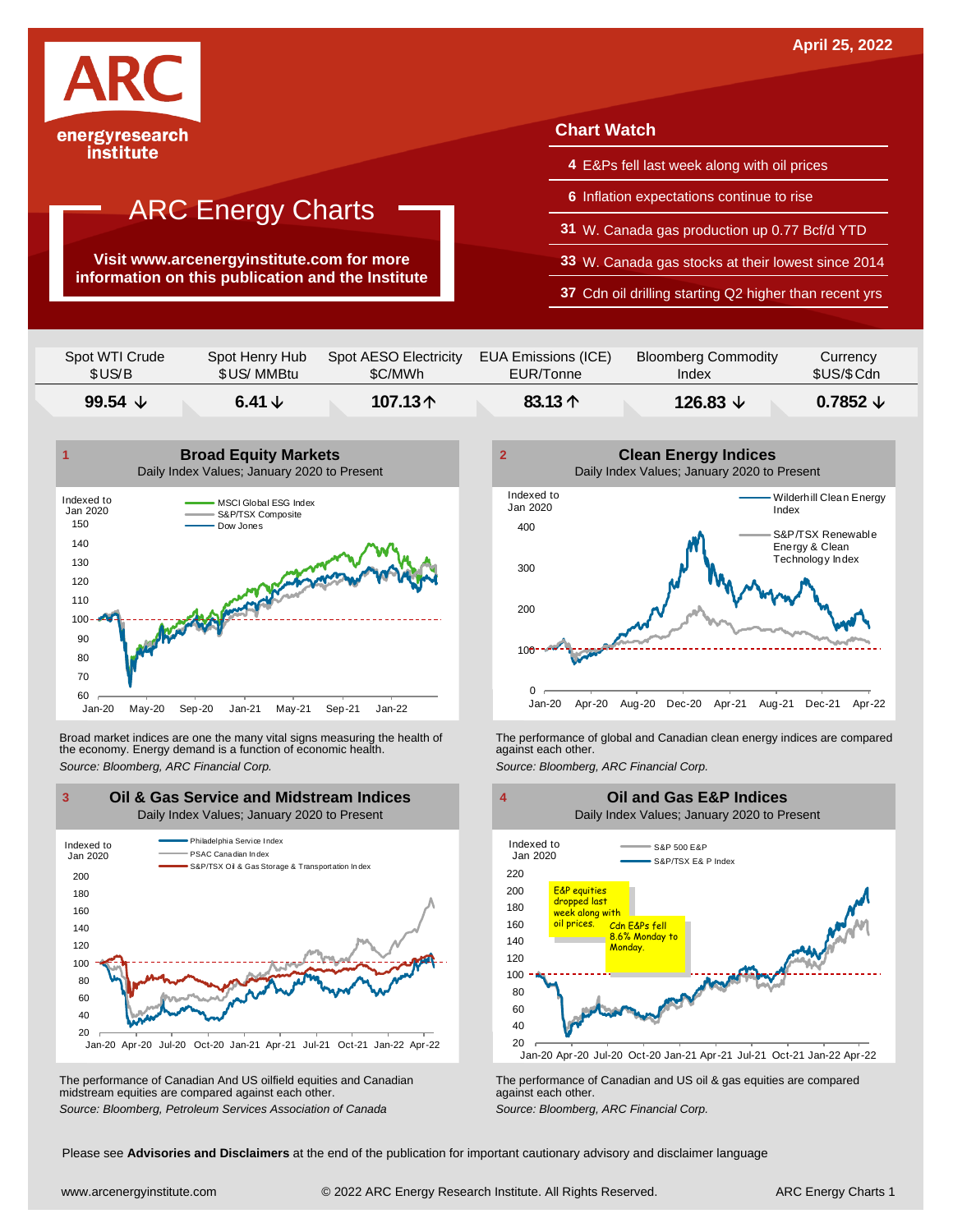April 25, 2022

ARC energyresearch institute

# ARC Energy Charts

**Visit www.arcenergyinstitute.com for more information on this publication and the Institute**

## Chart Watch

- **4** E&Ps fell last week along with oil prices
- **6** Inflation expectations continue to rise
- **31** W. Canada gas production up 0.77 Bcf/d YTD
- **33** W. Canada gas stocks at their lowest since 2014
- **37** Cdn oil drilling starting Q2 higher than recent yrs

| Spot WTI Crude $US/B | Spot Henry Hub $US/ MMBtu | Spot AESO Electricity $C/MWh | EUA Emissions (ICE) EUR/Tonne | Bloomberg Commodity Index | Currency $US/$Cdn |
|---|---|---|---|---|---|
| **99.54 ↓** | **6.41 ↓** | **107.13 ↑** | **83.13 ↑** | **126.83 ↓** | **0.7852 ↓** |

### 1 Broad Equity Markets

Daily Index Values; January 2020 to Present

Broad market indices are one the many vital signs measuring the health of the economy. Energy demand is a function of economic health.

*Source: Bloomberg, ARC Financial Corp.*

### 2 Clean Energy Indices

Daily Index Values; January 2020 to Present

The performance of global and Canadian clean energy indices are compared against each other.

*Source: Bloomberg, ARC Financial Corp.*

### 3 Oil & Gas Service and Midstream Indices

Daily Index Values; January 2020 to Present

The performance of Canadian And US oilfield equities and Canadian midstream equities are compared against each other.

*Source: Bloomberg, Petroleum Services Association of Canada*

### 4 Oil and Gas E&P Indices

Daily Index Values; January 2020 to Present

The performance of Canadian and US oil & gas equities are compared against each other.

*Source: Bloomberg, ARC Financial Corp.*

Please see **Advisories and Disclaimers** at the end of the publication for important cautionary advisory and disclaimer language

www.arcenergyinstitute.com © 2022 ARC Energy Research Institute. All Rights Reserved.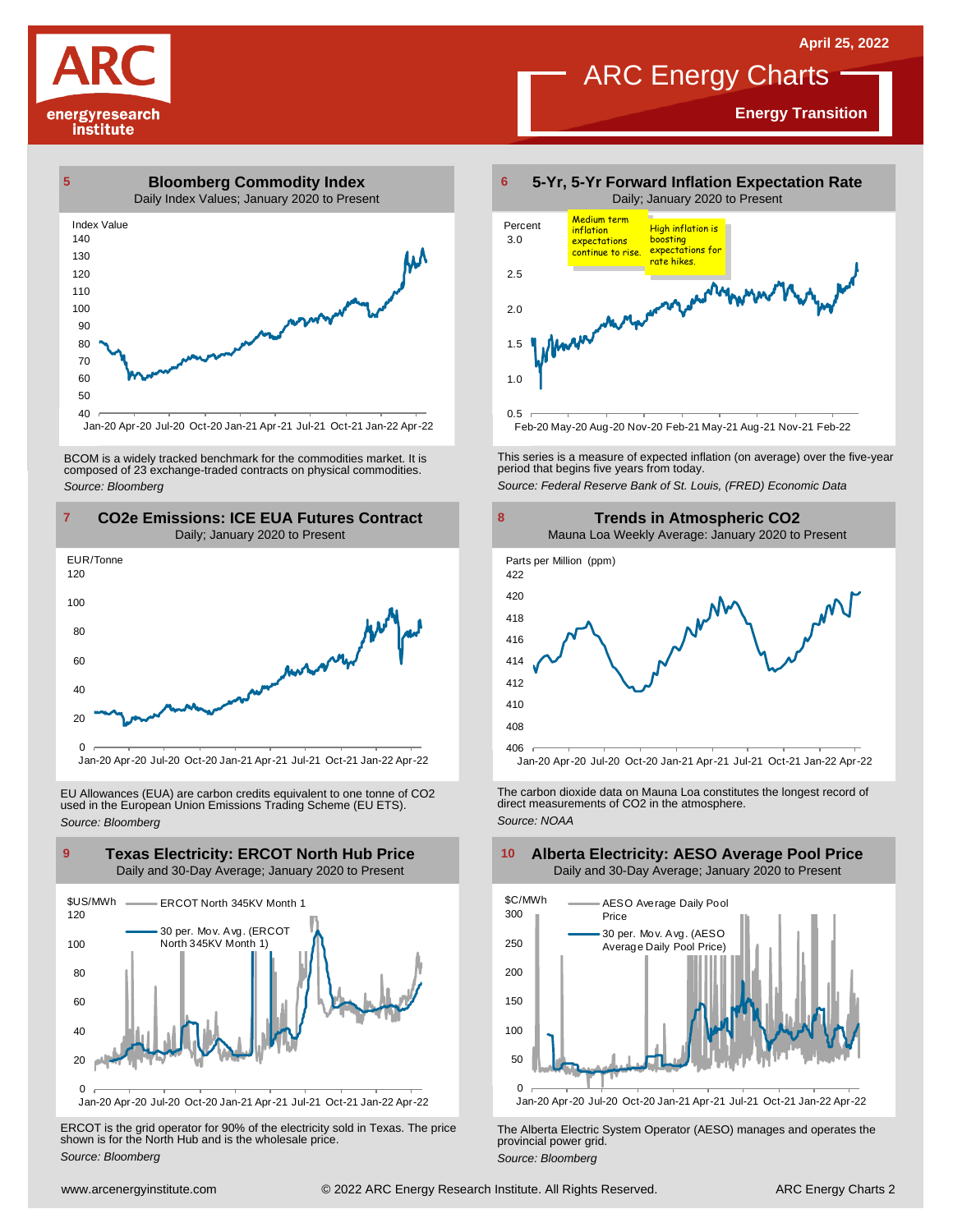# ARC Energy Charts

**Energy Transition**

April 25, 2022

## 5 Bloomberg Commodity Index

Daily Index Values; January 2020 to Present

BCOM is a widely tracked benchmark for the commodities market. It is composed of 23 exchange-traded contracts on physical commodities.

*Source: Bloomberg*

## 6 5-Yr, 5-Yr Forward Inflation Expectation Rate

Daily; January 2020 to Present

Medium term inflation expectations continue to rise.

High inflation is boosting expectations for rate hikes.

This series is a measure of expected inflation (on average) over the five-year period that begins five years from today.

*Source: Federal Reserve Bank of St. Louis, (FRED) Economic Data*

## 7 CO2e Emissions: ICE EUA Futures Contract

Daily; January 2020 to Present

EU Allowances (EUA) are carbon credits equivalent to one tonne of CO2 used in the European Union Emissions Trading Scheme (EU ETS).

*Source: Bloomberg*

## 8 Trends in Atmospheric CO2

Mauna Loa Weekly Average: January 2020 to Present

The carbon dioxide data on Mauna Loa constitutes the longest record of direct measurements of CO2 in the atmosphere.

*Source: NOAA*

## 9 Texas Electricity: ERCOT North Hub Price

Daily and 30-Day Average; January 2020 to Present

ERCOT is the grid operator for 90% of the electricity sold in Texas. The price shown is for the North Hub and is the wholesale price.

*Source: Bloomberg*

## 10 Alberta Electricity: AESO Average Pool Price

Daily and 30-Day Average; January 2020 to Present

The Alberta Electric System Operator (AESO) manages and operates the provincial power grid.

*Source: Bloomberg*

www.arcenergyinstitute.com © 2022 ARC Energy Research Institute. All Rights Reserved.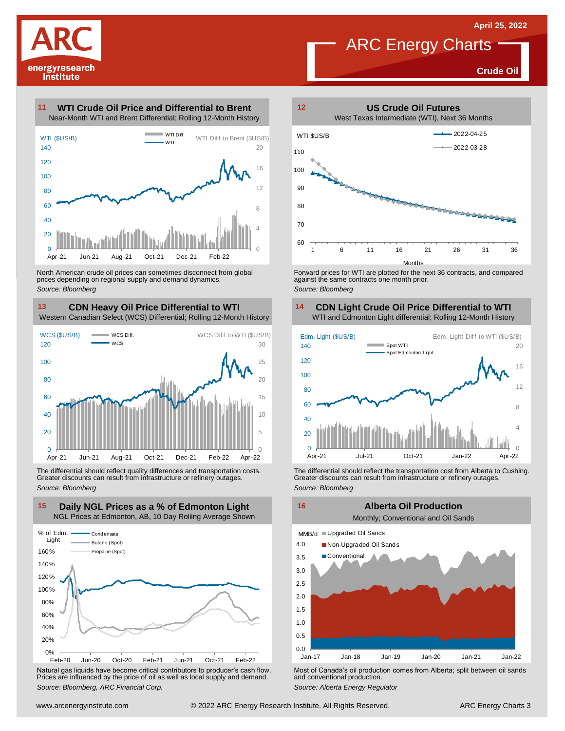April 25, 2022

# ARC Energy Charts

**Crude Oil**

## 11 WTI Crude Oil Price and Differential to Brent

Near-Month WTI and Brent Differential; Rolling 12-Month History

North American crude oil prices can sometimes disconnect from global prices depending on regional supply and demand dynamics.

*Source: Bloomberg*

## 12 US Crude Oil Futures

West Texas Intermediate (WTI), Next 36 Months

Forward prices for WTI are plotted for the next 36 contracts, and compared against the same contracts one month prior.

*Source: Bloomberg*

## 13 CDN Heavy Oil Price Differential to WTI

Western Canadian Select (WCS) Differential; Rolling 12-Month History

The differential should reflect quality differences and transportation costs. Greater discounts can result from infrastructure or refinery outages.

*Source: Bloomberg*

## 14 CDN Light Crude Oil Price Differential to WTI

WTI and Edmonton Light differential; Rolling 12-Month History

The differential should reflect the transportation cost from Alberta to Cushing. Greater discounts can result from infrastructure or refinery outages.

*Source: Bloomberg*

## 15 Daily NGL Prices as a % of Edmonton Light

NGL Prices at Edmonton, AB, 10 Day Rolling Average Shown

Natural gas liquids have become critical contributors to producer's cash flow. Prices are influenced by the price of oil as well as local supply and demand.

*Source: Bloomberg, ARC Financial Corp.*

## 16 Alberta Oil Production

Monthly; Conventional and Oil Sands

Most of Canada's oil production comes from Alberta; split between oil sands and conventional production.

*Source: Alberta Energy Regulator*

www.arcenergyinstitute.com © 2022 ARC Energy Research Institute. All Rights Reserved.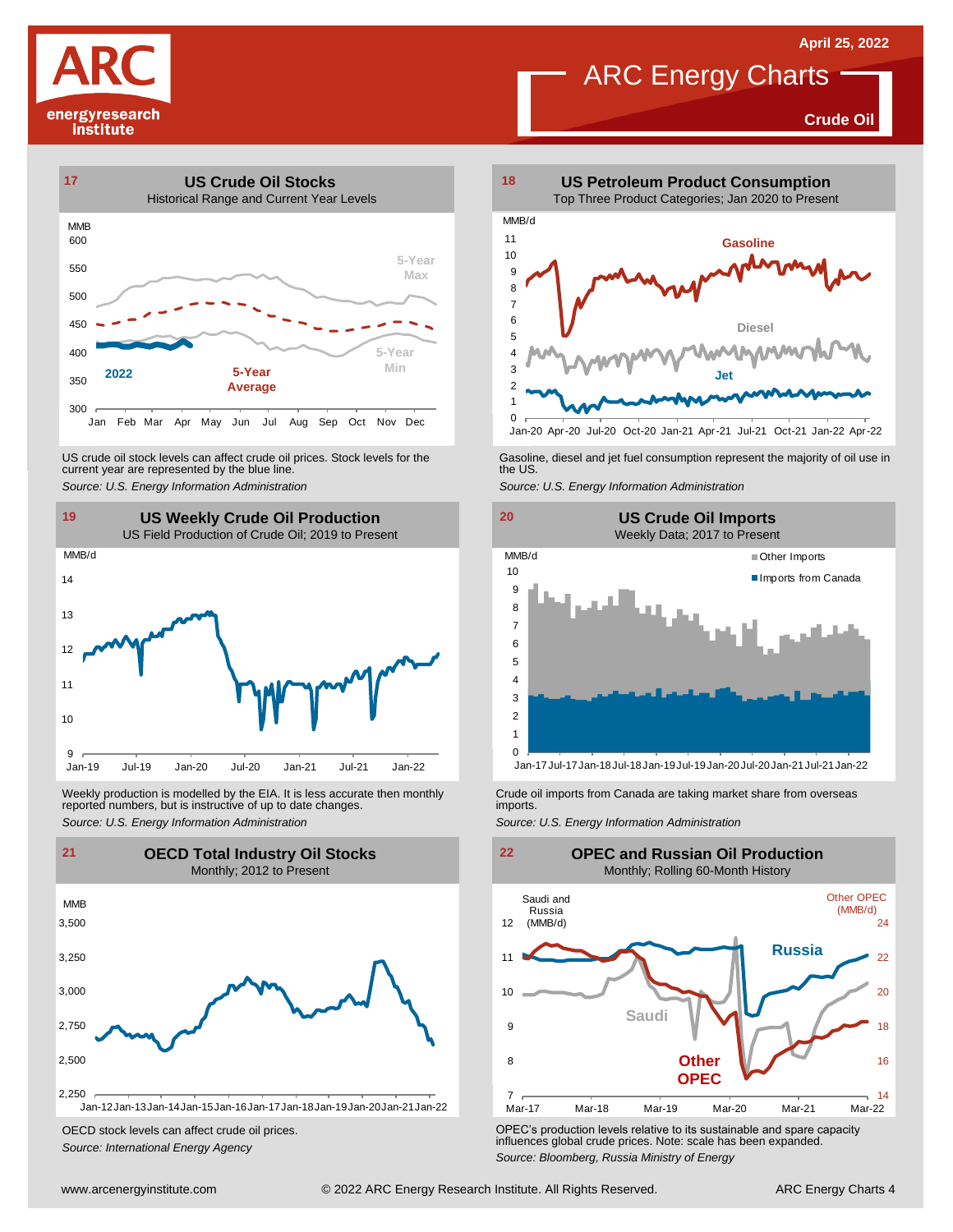# ARC Energy Charts

April 25, 2022

**Crude Oil**

## 17 US Crude Oil Stocks

Historical Range and Current Year Levels

US crude oil stock levels can affect crude oil prices. Stock levels for the current year are represented by the blue line.

*Source: U.S. Energy Information Administration*

## 18 US Petroleum Product Consumption

Top Three Product Categories; Jan 2020 to Present

Gasoline, diesel and jet fuel consumption represent the majority of oil use in the US.

*Source: U.S. Energy Information Administration*

## 19 US Weekly Crude Oil Production

US Field Production of Crude Oil; 2019 to Present

Weekly production is modelled by the EIA. It is less accurate then monthly reported numbers, but is instructive of up to date changes.

*Source: U.S. Energy Information Administration*

## 20 US Crude Oil Imports

Weekly Data; 2017 to Present

Crude oil imports from Canada are taking market share from overseas imports.

*Source: U.S. Energy Information Administration*

## 21 OECD Total Industry Oil Stocks

Monthly; 2012 to Present

OECD stock levels can affect crude oil prices.

*Source: International Energy Agency*

## 22 OPEC and Russian Oil Production

Monthly; Rolling 60-Month History

OPEC's production levels relative to its sustainable and spare capacity influences global crude prices. Note: scale has been expanded.

*Source: Bloomberg, Russia Ministry of Energy*

www.arcenergyinstitute.com © 2022 ARC Energy Research Institute. All Rights Reserved.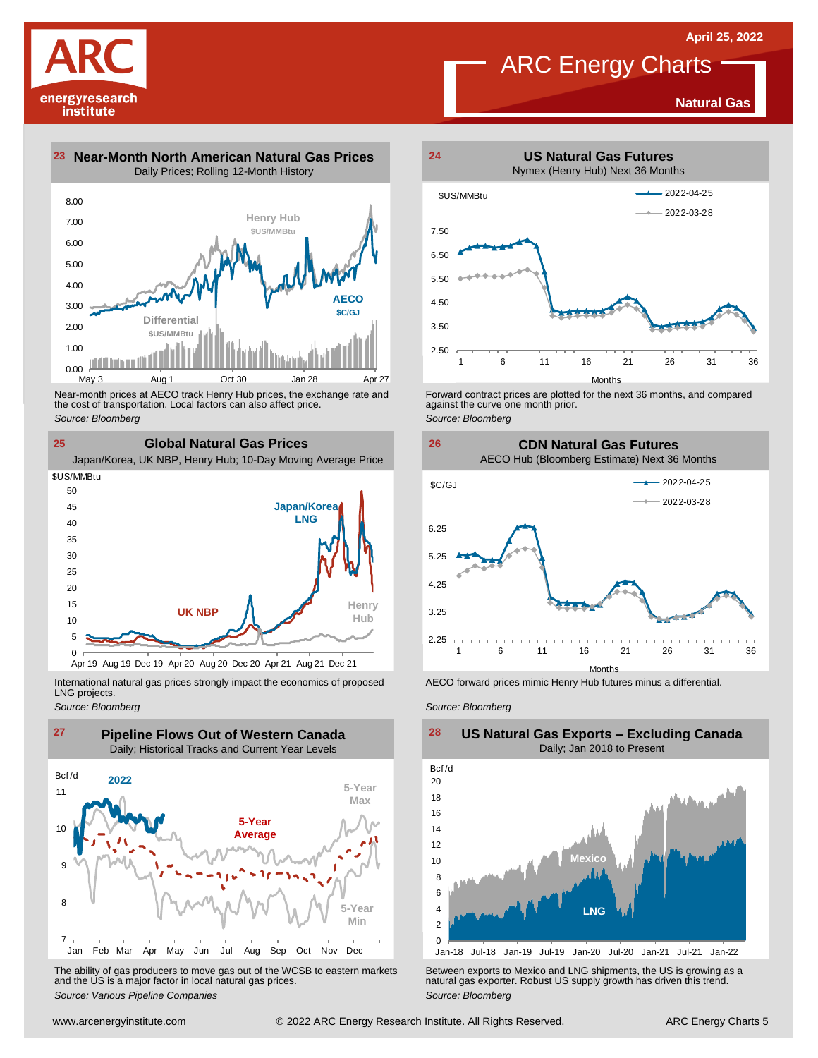# ARC Energy Charts

April 25, 2022

**Natural Gas**

## 23 Near-Month North American Natural Gas Prices

Daily Prices; Rolling 12-Month History

Near-month prices at AECO track Henry Hub prices, the exchange rate and the cost of transportation. Local factors can also affect price.

*Source: Bloomberg*

## 24 US Natural Gas Futures

Nymex (Henry Hub) Next 36 Months

Forward contract prices are plotted for the next 36 months, and compared against the curve one month prior.

*Source: Bloomberg*

## 25 Global Natural Gas Prices

Japan/Korea, UK NBP, Henry Hub; 10-Day Moving Average Price

International natural gas prices strongly impact the economics of proposed LNG projects.

*Source: Bloomberg*

## 26 CDN Natural Gas Futures

AECO Hub (Bloomberg Estimate) Next 36 Months

AECO forward prices mimic Henry Hub futures minus a differential.

*Source: Bloomberg*

## 27 Pipeline Flows Out of Western Canada

Daily; Historical Tracks and Current Year Levels

The ability of gas producers to move gas out of the WCSB to eastern markets and the US is a major factor in local natural gas prices.

*Source: Various Pipeline Companies*

## 28 US Natural Gas Exports – Excluding Canada

Daily; Jan 2018 to Present

Between exports to Mexico and LNG shipments, the US is growing as a natural gas exporter. Robust US supply growth has driven this trend.

*Source: Bloomberg*

www.arcenergyinstitute.com © 2022 ARC Energy Research Institute. All Rights Reserved.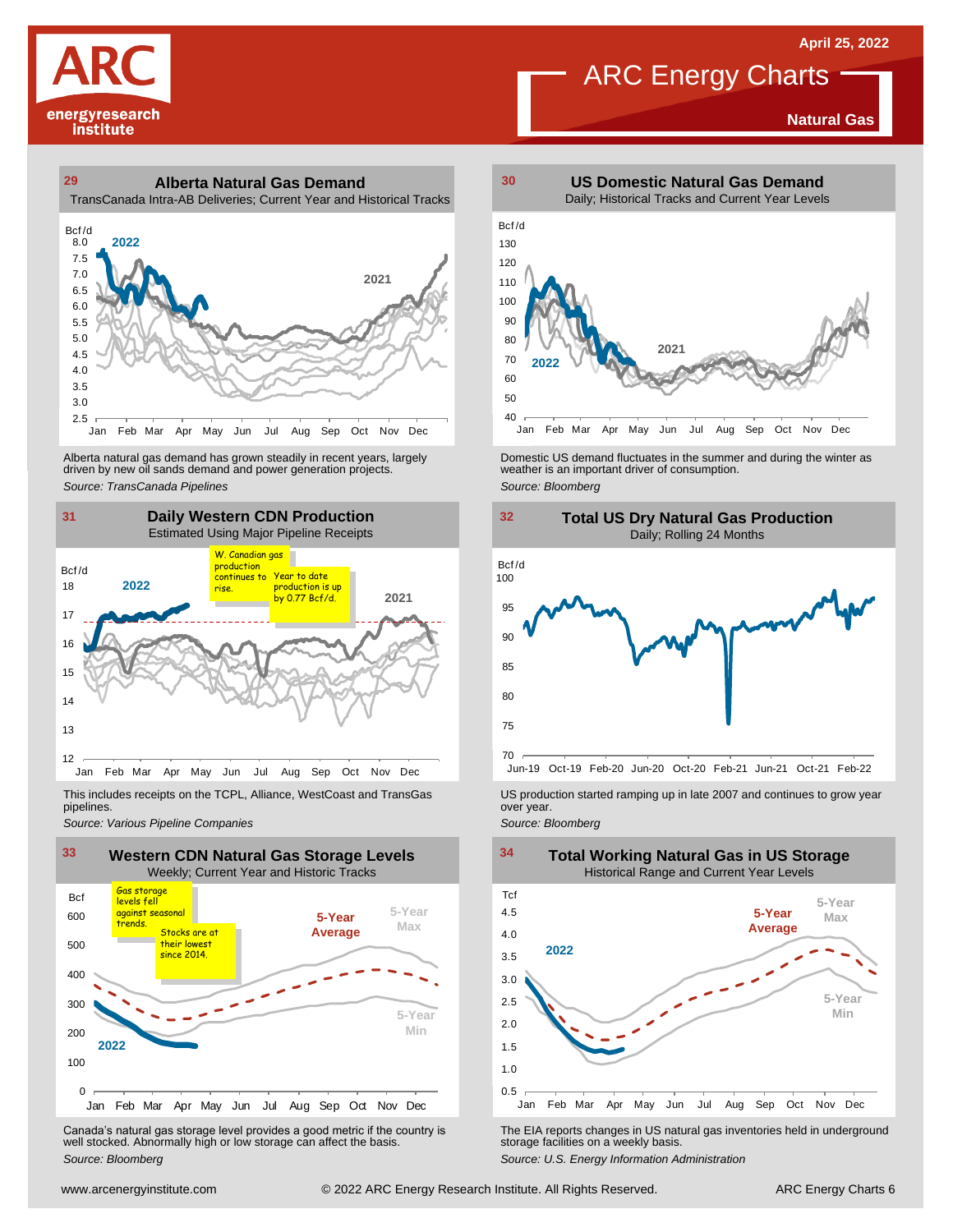April 25, 2022

# ARC Energy Charts

**Natural Gas**

## 29 Alberta Natural Gas Demand

TransCanada Intra-AB Deliveries; Current Year and Historical Tracks

Bcf/d

2022

2021

Jan Feb Mar Apr May Jun Jul Aug Sep Oct Nov Dec

Alberta natural gas demand has grown steadily in recent years, largely driven by new oil sands demand and power generation projects.

*Source: TransCanada Pipelines*

## 30 US Domestic Natural Gas Demand

Daily; Historical Tracks and Current Year Levels

Bcf/d

2022

2021

Jan Feb Mar Apr May Jun Jul Aug Sep Oct Nov Dec

Domestic US demand fluctuates in the summer and during the winter as weather is an important driver of consumption.

*Source: Bloomberg*

## 31 Daily Western CDN Production

Estimated Using Major Pipeline Receipts

Bcf/d

2022

2021

W. Canadian gas production continues to rise.

Year to date production is up by 0.77 Bcf/d.

Jan Feb Mar Apr May Jun Jul Aug Sep Oct Nov Dec

This includes receipts on the TCPL, Alliance, WestCoast and TransGas pipelines.

*Source: Various Pipeline Companies*

## 32 Total US Dry Natural Gas Production

Daily; Rolling 24 Months

Bcf/d

Jun-19 Oct-19 Feb-20 Jun-20 Oct-20 Feb-21 Jun-21 Oct-21 Feb-22

US production started ramping up in late 2007 and continues to grow year over year.

*Source: Bloomberg*

## 33 Western CDN Natural Gas Storage Levels

Weekly; Current Year and Historic Tracks

Bcf

Gas storage levels fell against seasonal trends.

Stocks are at their lowest since 2014.

5-Year Average

5-Year Max

5-Year Min

2022

Jan Feb Mar Apr May Jun Jul Aug Sep Oct Nov Dec

Canada's natural gas storage level provides a good metric if the country is well stocked. Abnormally high or low storage can affect the basis.

*Source: Bloomberg*

## 34 Total Working Natural Gas in US Storage

Historical Range and Current Year Levels

Tcf

2022

5-Year Average

5-Year Max

5-Year Min

Jan Feb Mar Apr May Jun Jul Aug Sep Oct Nov Dec

The EIA reports changes in US natural gas inventories held in underground storage facilities on a weekly basis.

*Source: U.S. Energy Information Administration*

www.arcenergyinstitute.com © 2022 ARC Energy Research Institute. All Rights Reserved. ARC Energy Charts 6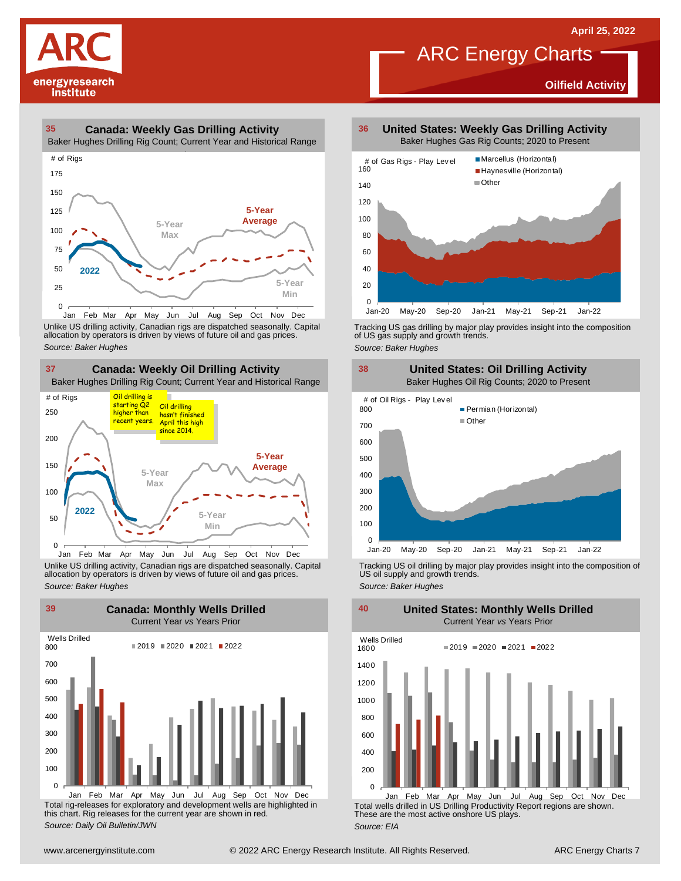# ARC Energy Charts

April 25, 2022

**Oilfield Activity**

## 35 Canada: Weekly Gas Drilling Activity

Baker Hughes Drilling Rig Count; Current Year and Historical Range

Unlike US drilling activity, Canadian rigs are dispatched seasonally. Capital allocation by operators is driven by views of future oil and gas prices.

*Source: Baker Hughes*

## 36 United States: Weekly Gas Drilling Activity

Baker Hughes Gas Rig Counts; 2020 to Present

Tracking US gas drilling by major play provides insight into the composition of US gas supply and growth trends.

*Source: Baker Hughes*

## 37 Canada: Weekly Oil Drilling Activity

Baker Hughes Drilling Rig Count; Current Year and Historical Range

Oil drilling is starting Q2 higher than recent years.

Oil drilling hasn't finished April this high since 2014.

Unlike US drilling activity, Canadian rigs are dispatched seasonally. Capital allocation by operators is driven by views of future oil and gas prices.

*Source: Baker Hughes*

## 38 United States: Oil Drilling Activity

Baker Hughes Oil Rig Counts; 2020 to Present

Tracking US oil drilling by major play provides insight into the composition of US oil supply and growth trends.

*Source: Baker Hughes*

## 39 Canada: Monthly Wells Drilled

Current Year *vs* Years Prior

Total rig-releases for exploratory and development wells are highlighted in this chart. Rig releases for the current year are shown in red.

*Source: Daily Oil Bulletin/JWN*

## 40 United States: Monthly Wells Drilled

Current Year *vs* Years Prior

Total wells drilled in US Drilling Productivity Report regions are shown. These are the most active onshore US plays.

*Source: EIA*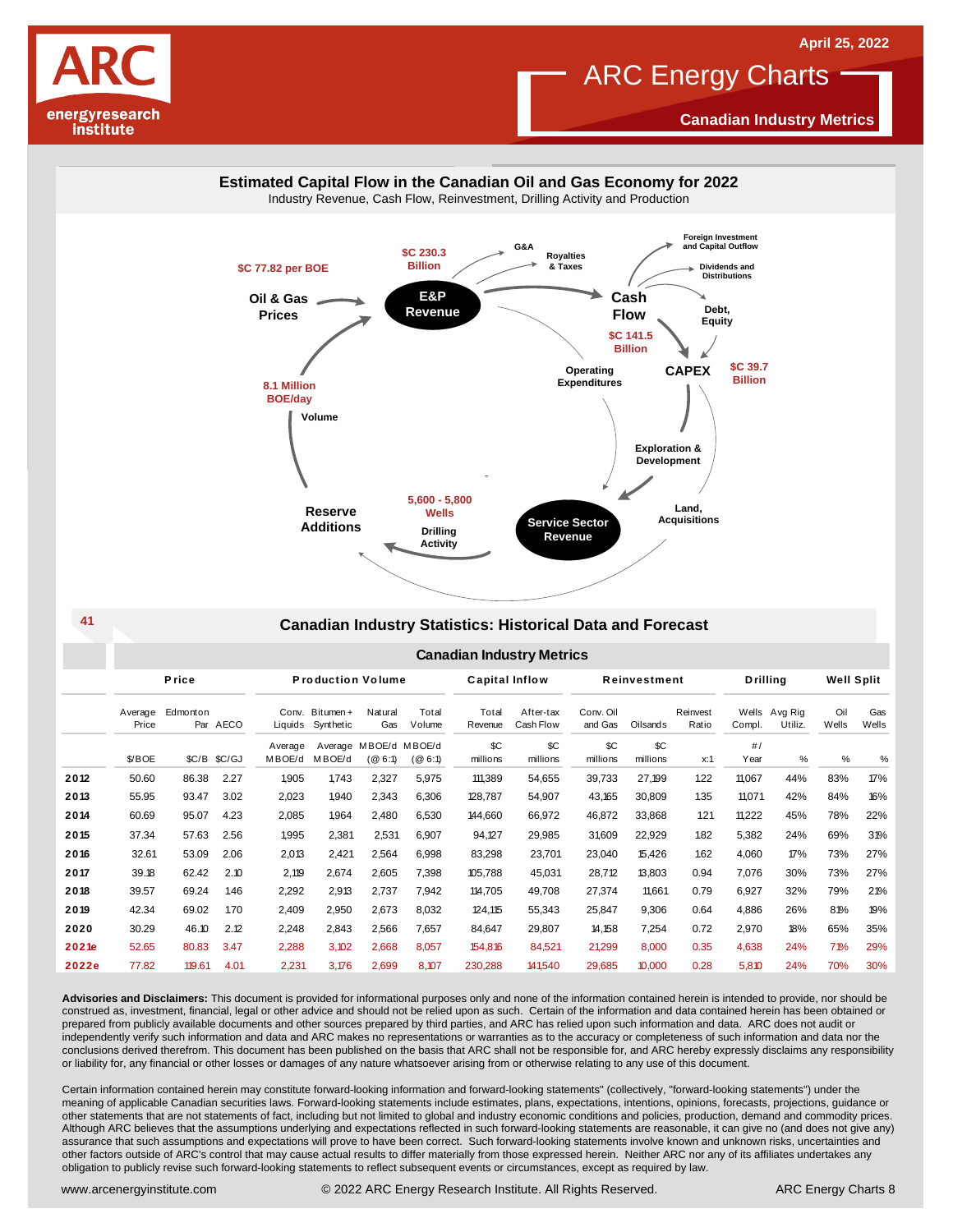# ARC Energy Charts

April 25, 2022

## Canadian Industry Metrics

### Estimated Capital Flow in the Canadian Oil and Gas Economy for 2022

Industry Revenue, Cash Flow, Reinvestment, Drilling Activity and Production

$C 77.82 per BOE

Oil & Gas Prices

$C 230.3 Billion

E&P Revenue

G&A

Royalties & Taxes

Foreign Investment and Capital Outflow

Dividends and Distributions

Cash Flow

Debt, Equity

$C 141.5 Billion

CAPEX

$C 39.7 Billion

Operating Expenditures

Exploration & Development

Land, Acquisitions

Service Sector Revenue

5,600 - 5,800 Wells

Drilling Activity

Reserve Additions

Volume

8.1 Million BOE/day

### Canadian Industry Statistics: Historical Data and Forecast

41

| Canadian Industry Metrics | | | | | | | | | | | | | | | | | |
|---|---|---|---|---|---|---|---|---|---|---|---|---|---|---|---|---|---|
| | Price | | | Production Volume | | | | Capital Inflow | | Reinvestment | | | Drilling | | Well Split | |
| | Average Price | Edmonton Par | AECO | Conv. Liquids | Bitumen + Synthetic | Natural Gas | Total Volume | Total Revenue | After-tax Cash Flow | Conv. Oil and Gas | Oilsands | Reinvest Ratio | Wells Compl. | Avg Rig Utiliz. | Oil Wells | Gas Wells |
| | $/BOE | $C/B | $C/GJ | Average MBOE/d | Average MBOE/d | MBOE/d (@ 6:1) | MBOE/d (@ 6:1) | $C millions | $C millions | $C millions | $C millions | x:1 | # / Year | % | % | % |
| 2012 | 50.60 | 86.38 | 2.27 | 1,905 | 1,743 | 2,327 | 5,975 | 111,389 | 54,655 | 39,733 | 27,199 | 1.22 | 11,067 | 44% | 83% | 17% |
| 2013 | 55.95 | 93.47 | 3.02 | 2,023 | 1,940 | 2,343 | 6,306 | 128,787 | 54,907 | 43,165 | 30,809 | 1.35 | 11,071 | 42% | 84% | 16% |
| 2014 | 60.69 | 95.07 | 4.23 | 2,085 | 1,964 | 2,480 | 6,530 | 144,660 | 66,972 | 46,872 | 33,868 | 1.21 | 11,222 | 45% | 78% | 22% |
| 2015 | 37.34 | 57.63 | 2.56 | 1,995 | 2,381 | 2,531 | 6,907 | 94,127 | 29,985 | 31,609 | 22,929 | 1.82 | 5,382 | 24% | 69% | 31% |
| 2016 | 32.61 | 53.09 | 2.06 | 2,013 | 2,421 | 2,564 | 6,998 | 83,298 | 23,701 | 23,040 | 15,426 | 1.62 | 4,060 | 17% | 73% | 27% |
| 2017 | 39.18 | 62.42 | 2.10 | 2,119 | 2,674 | 2,605 | 7,398 | 105,788 | 45,031 | 28,712 | 13,803 | 0.94 | 7,076 | 30% | 73% | 27% |
| 2018 | 39.57 | 69.24 | 1.46 | 2,292 | 2,913 | 2,737 | 7,942 | 114,705 | 49,708 | 27,374 | 11,661 | 0.79 | 6,927 | 32% | 79% | 21% |
| 2019 | 42.34 | 69.02 | 1.70 | 2,409 | 2,950 | 2,673 | 8,032 | 124,115 | 55,343 | 25,847 | 9,306 | 0.64 | 4,886 | 26% | 81% | 19% |
| 2020 | 30.29 | 46.10 | 2.12 | 2,248 | 2,843 | 2,566 | 7,657 | 84,647 | 29,807 | 14,158 | 7,254 | 0.72 | 2,970 | 18% | 65% | 35% |
| 2021e | 52.65 | 80.83 | 3.47 | 2,288 | 3,102 | 2,668 | 8,057 | 154,816 | 84,521 | 21,299 | 8,000 | 0.35 | 4,638 | 24% | 71% | 29% |
| 2022e | 77.82 | 119.61 | 4.01 | 2,231 | 3,176 | 2,699 | 8,107 | 230,288 | 141,540 | 29,685 | 10,000 | 0.28 | 5,810 | 24% | 70% | 30% |

**Advisories and Disclaimers:** This document is provided for informational purposes only and none of the information contained herein is intended to provide, nor should be construed as, investment, financial, legal or other advice and should not be relied upon as such. Certain of the information and data contained herein has been obtained or prepared from publicly available documents and other sources prepared by third parties, and ARC has relied upon such information and data. ARC does not audit or independently verify such information and data and ARC makes no representations or warranties as to the accuracy or completeness of such information and data nor the conclusions derived therefrom. This document has been published on the basis that ARC shall not be responsible for, and ARC hereby expressly disclaims any responsibility or liability for, any financial or other losses or damages of any nature whatsoever arising from or otherwise relating to any use of this document.

Certain information contained herein may constitute forward-looking information and forward-looking statements" (collectively, "forward-looking statements") under the meaning of applicable Canadian securities laws. Forward-looking statements include estimates, plans, expectations, intentions, opinions, forecasts, projections, guidance or other statements that are not statements of fact, including but not limited to global and industry economic conditions and policies, production, demand and commodity prices. Although ARC believes that the assumptions underlying and expectations reflected in such forward-looking statements are reasonable, it can give no (and does not give any) assurance that such assumptions and expectations will prove to have been correct. Such forward-looking statements involve known and unknown risks, uncertainties and other factors outside of ARC's control that may cause actual results to differ materially from those expressed herein. Neither ARC nor any of its affiliates undertakes any obligation to publicly revise such forward-looking statements to reflect subsequent events or circumstances, except as required by law.

www.arcenergyinstitute.com © 2022 ARC Energy Research Institute. All Rights Reserved.